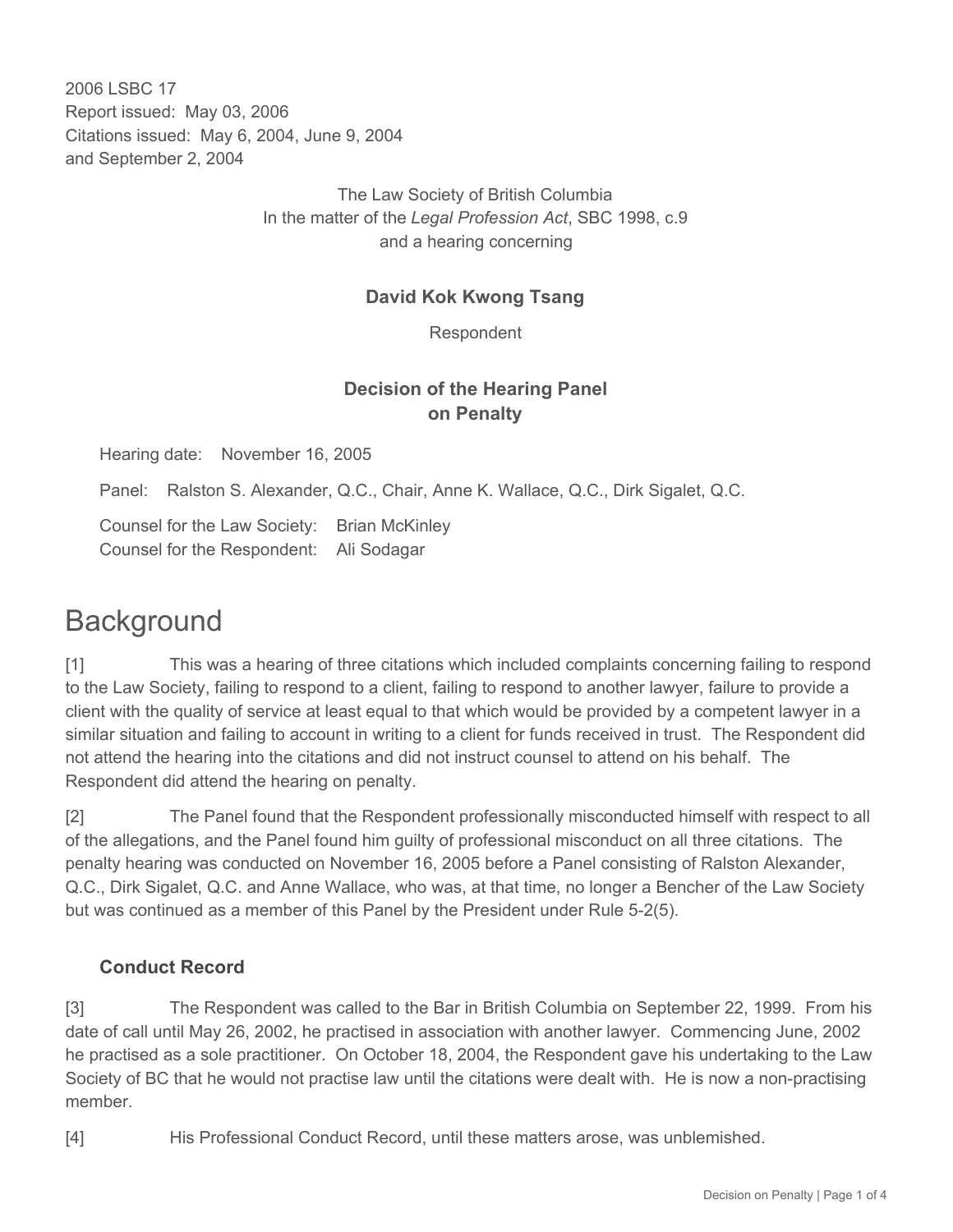2006 LSBC 17
Report issued: May 03, 2006
Citations issued: May 6, 2004, June 9, 2004
and September 2, 2004

The Law Society of British Columbia
In the matter of the *Legal Profession Act*, SBC 1998, c.9
and a hearing concerning

**David Kok Kwong Tsang**

Respondent

**Decision of the Hearing Panel**
**on Penalty**

Hearing date: November 16, 2005

Panel: Ralston S. Alexander, Q.C., Chair, Anne K. Wallace, Q.C., Dirk Sigalet, Q.C.

Counsel for the Law Society: Brian McKinley
Counsel for the Respondent: Ali Sodagar

# Background

[1] This was a hearing of three citations which included complaints concerning failing to respond to the Law Society, failing to respond to a client, failing to respond to another lawyer, failure to provide a client with the quality of service at least equal to that which would be provided by a competent lawyer in a similar situation and failing to account in writing to a client for funds received in trust. The Respondent did not attend the hearing into the citations and did not instruct counsel to attend on his behalf. The Respondent did attend the hearing on penalty.

[2] The Panel found that the Respondent professionally misconducted himself with respect to all of the allegations, and the Panel found him guilty of professional misconduct on all three citations. The penalty hearing was conducted on November 16, 2005 before a Panel consisting of Ralston Alexander, Q.C., Dirk Sigalet, Q.C. and Anne Wallace, who was, at that time, no longer a Bencher of the Law Society but was continued as a member of this Panel by the President under Rule 5-2(5).

### Conduct Record

[3] The Respondent was called to the Bar in British Columbia on September 22, 1999. From his date of call until May 26, 2002, he practised in association with another lawyer. Commencing June, 2002 he practised as a sole practitioner. On October 18, 2004, the Respondent gave his undertaking to the Law Society of BC that he would not practise law until the citations were dealt with. He is now a non-practising member.

[4] His Professional Conduct Record, until these matters arose, was unblemished.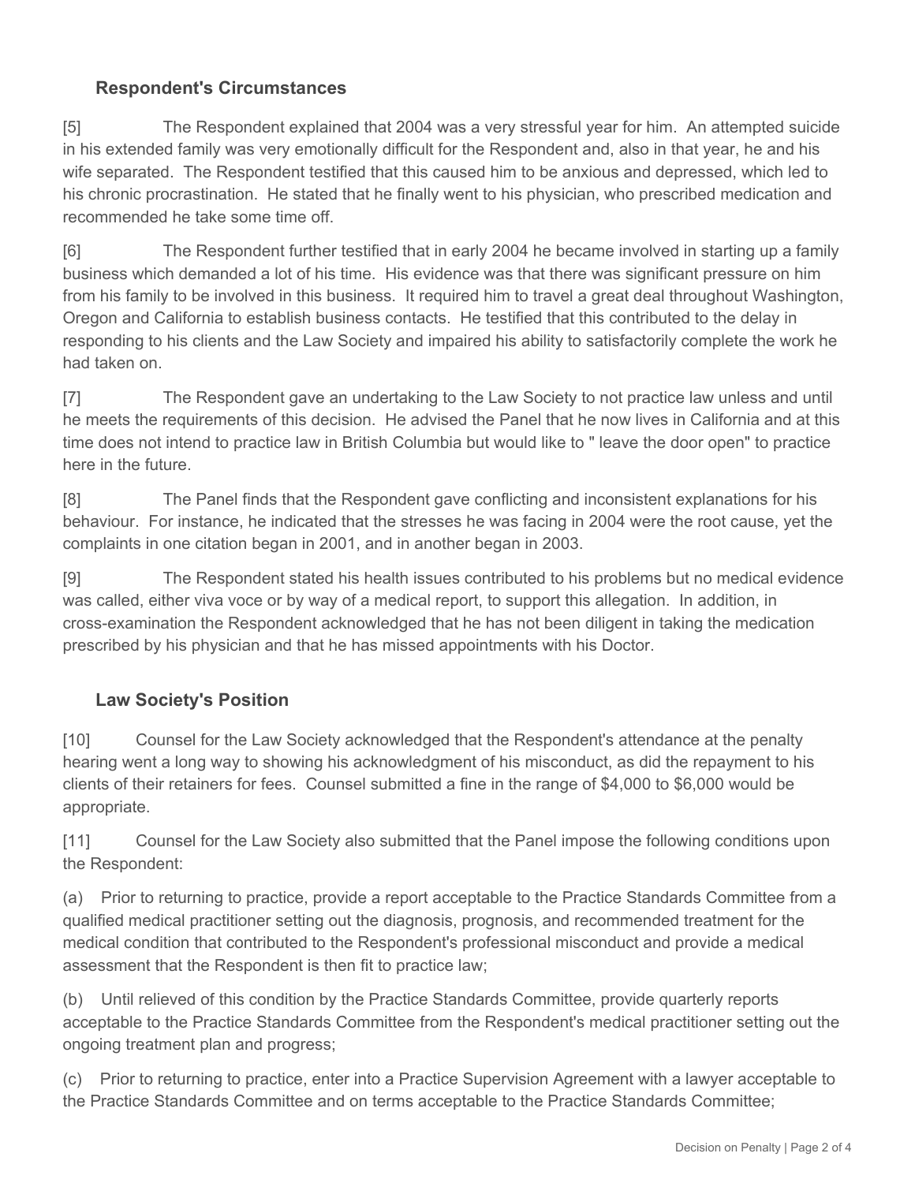## Respondent's Circumstances

[5] The Respondent explained that 2004 was a very stressful year for him. An attempted suicide in his extended family was very emotionally difficult for the Respondent and, also in that year, he and his wife separated. The Respondent testified that this caused him to be anxious and depressed, which led to his chronic procrastination. He stated that he finally went to his physician, who prescribed medication and recommended he take some time off.

[6] The Respondent further testified that in early 2004 he became involved in starting up a family business which demanded a lot of his time. His evidence was that there was significant pressure on him from his family to be involved in this business. It required him to travel a great deal throughout Washington, Oregon and California to establish business contacts. He testified that this contributed to the delay in responding to his clients and the Law Society and impaired his ability to satisfactorily complete the work he had taken on.

[7] The Respondent gave an undertaking to the Law Society to not practice law unless and until he meets the requirements of this decision. He advised the Panel that he now lives in California and at this time does not intend to practice law in British Columbia but would like to " leave the door open" to practice here in the future.

[8] The Panel finds that the Respondent gave conflicting and inconsistent explanations for his behaviour. For instance, he indicated that the stresses he was facing in 2004 were the root cause, yet the complaints in one citation began in 2001, and in another began in 2003.

[9] The Respondent stated his health issues contributed to his problems but no medical evidence was called, either viva voce or by way of a medical report, to support this allegation. In addition, in cross-examination the Respondent acknowledged that he has not been diligent in taking the medication prescribed by his physician and that he has missed appointments with his Doctor.

## Law Society's Position

[10] Counsel for the Law Society acknowledged that the Respondent's attendance at the penalty hearing went a long way to showing his acknowledgment of his misconduct, as did the repayment to his clients of their retainers for fees. Counsel submitted a fine in the range of $4,000 to $6,000 would be appropriate.

[11] Counsel for the Law Society also submitted that the Panel impose the following conditions upon the Respondent:

(a) Prior to returning to practice, provide a report acceptable to the Practice Standards Committee from a qualified medical practitioner setting out the diagnosis, prognosis, and recommended treatment for the medical condition that contributed to the Respondent's professional misconduct and provide a medical assessment that the Respondent is then fit to practice law;

(b) Until relieved of this condition by the Practice Standards Committee, provide quarterly reports acceptable to the Practice Standards Committee from the Respondent's medical practitioner setting out the ongoing treatment plan and progress;

(c) Prior to returning to practice, enter into a Practice Supervision Agreement with a lawyer acceptable to the Practice Standards Committee and on terms acceptable to the Practice Standards Committee;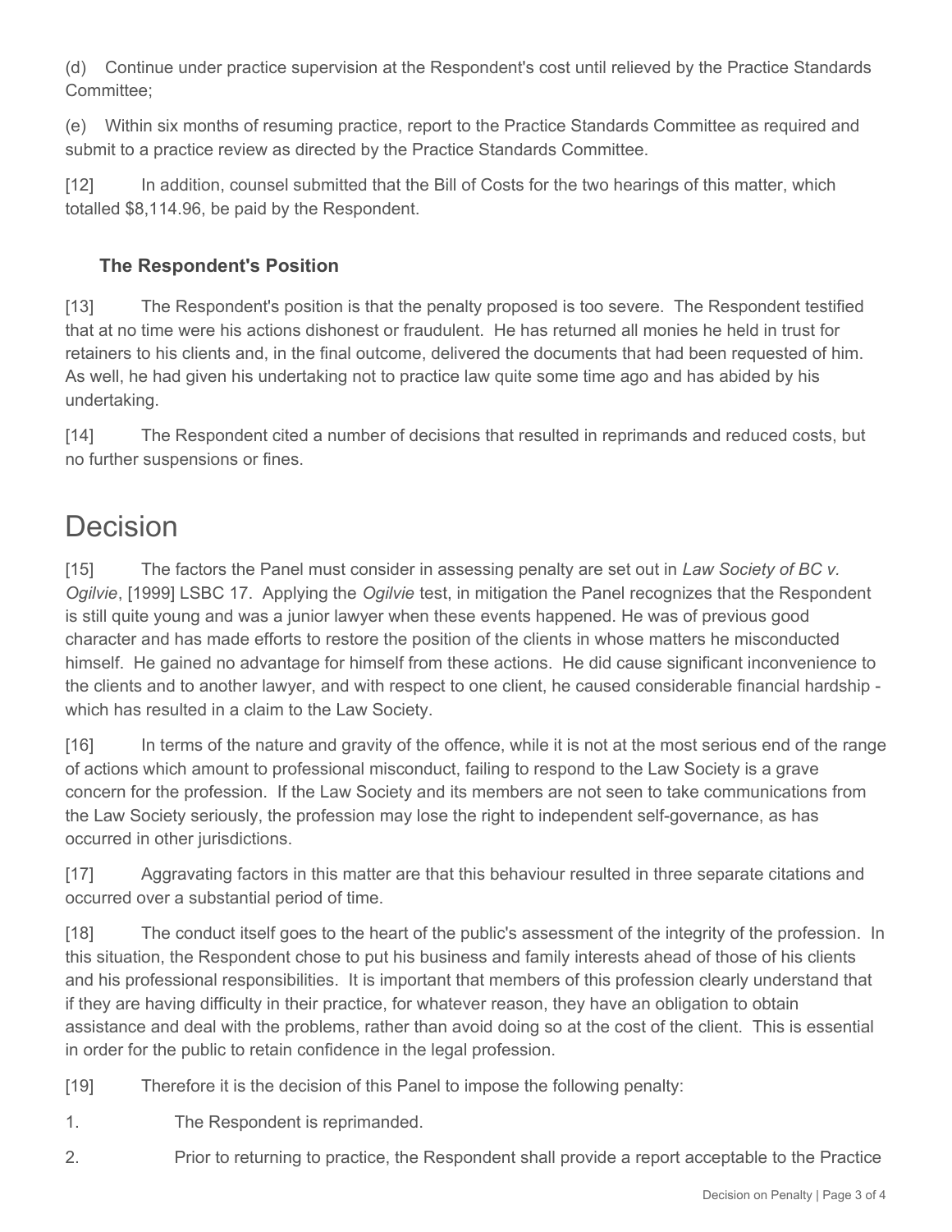(d) Continue under practice supervision at the Respondent's cost until relieved by the Practice Standards Committee;

(e) Within six months of resuming practice, report to the Practice Standards Committee as required and submit to a practice review as directed by the Practice Standards Committee.

[12] In addition, counsel submitted that the Bill of Costs for the two hearings of this matter, which totalled $8,114.96, be paid by the Respondent.

### The Respondent's Position

[13] The Respondent's position is that the penalty proposed is too severe. The Respondent testified that at no time were his actions dishonest or fraudulent. He has returned all monies he held in trust for retainers to his clients and, in the final outcome, delivered the documents that had been requested of him. As well, he had given his undertaking not to practice law quite some time ago and has abided by his undertaking.

[14] The Respondent cited a number of decisions that resulted in reprimands and reduced costs, but no further suspensions or fines.

## Decision

[15] The factors the Panel must consider in assessing penalty are set out in *Law Society of BC v. Ogilvie*, [1999] LSBC 17. Applying the *Ogilvie* test, in mitigation the Panel recognizes that the Respondent is still quite young and was a junior lawyer when these events happened. He was of previous good character and has made efforts to restore the position of the clients in whose matters he misconducted himself. He gained no advantage for himself from these actions. He did cause significant inconvenience to the clients and to another lawyer, and with respect to one client, he caused considerable financial hardship - which has resulted in a claim to the Law Society.

[16] In terms of the nature and gravity of the offence, while it is not at the most serious end of the range of actions which amount to professional misconduct, failing to respond to the Law Society is a grave concern for the profession. If the Law Society and its members are not seen to take communications from the Law Society seriously, the profession may lose the right to independent self-governance, as has occurred in other jurisdictions.

[17] Aggravating factors in this matter are that this behaviour resulted in three separate citations and occurred over a substantial period of time.

[18] The conduct itself goes to the heart of the public's assessment of the integrity of the profession. In this situation, the Respondent chose to put his business and family interests ahead of those of his clients and his professional responsibilities. It is important that members of this profession clearly understand that if they are having difficulty in their practice, for whatever reason, they have an obligation to obtain assistance and deal with the problems, rather than avoid doing so at the cost of the client. This is essential in order for the public to retain confidence in the legal profession.

[19] Therefore it is the decision of this Panel to impose the following penalty:

1. The Respondent is reprimanded.

2. Prior to returning to practice, the Respondent shall provide a report acceptable to the Practice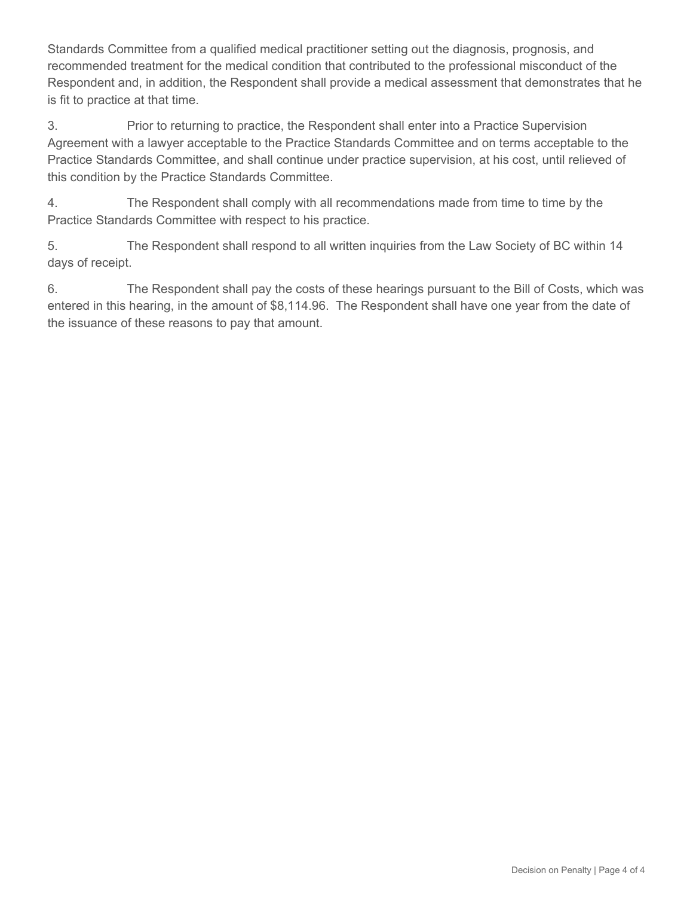Standards Committee from a qualified medical practitioner setting out the diagnosis, prognosis, and recommended treatment for the medical condition that contributed to the professional misconduct of the Respondent and, in addition, the Respondent shall provide a medical assessment that demonstrates that he is fit to practice at that time.

3. Prior to returning to practice, the Respondent shall enter into a Practice Supervision Agreement with a lawyer acceptable to the Practice Standards Committee and on terms acceptable to the Practice Standards Committee, and shall continue under practice supervision, at his cost, until relieved of this condition by the Practice Standards Committee.

4. The Respondent shall comply with all recommendations made from time to time by the Practice Standards Committee with respect to his practice.

5. The Respondent shall respond to all written inquiries from the Law Society of BC within 14 days of receipt.

6. The Respondent shall pay the costs of these hearings pursuant to the Bill of Costs, which was entered in this hearing, in the amount of $8,114.96. The Respondent shall have one year from the date of the issuance of these reasons to pay that amount.